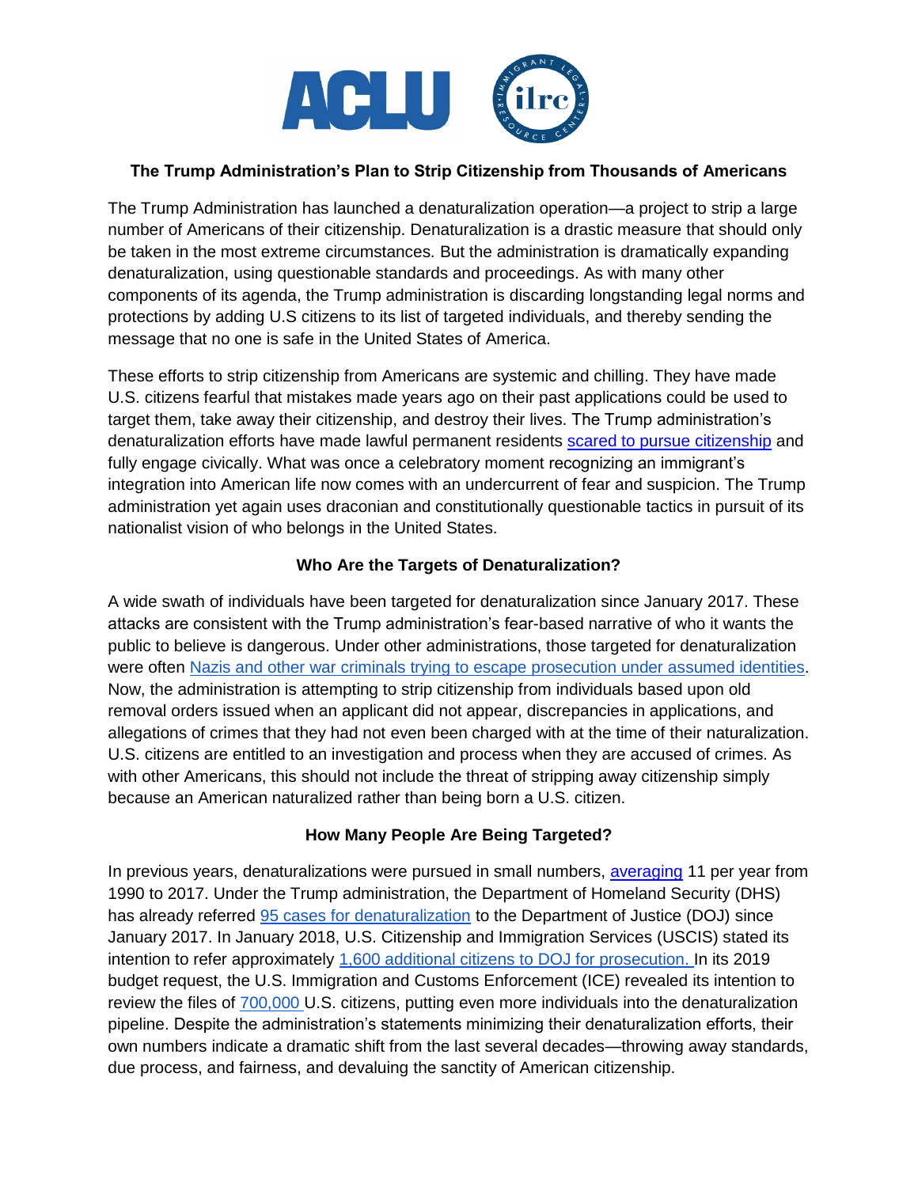# The Trump Administration's Plan to Strip Citizenship from Thousands of Americans

The Trump Administration has launched a denaturalization operation—a project to strip a large number of Americans of their citizenship. Denaturalization is a drastic measure that should only be taken in the most extreme circumstances. But the administration is dramatically expanding denaturalization, using questionable standards and proceedings. As with many other components of its agenda, the Trump administration is discarding longstanding legal norms and protections by adding U.S citizens to its list of targeted individuals, and thereby sending the message that no one is safe in the United States of America.

These efforts to strip citizenship from Americans are systemic and chilling. They have made U.S. citizens fearful that mistakes made years ago on their past applications could be used to target them, take away their citizenship, and destroy their lives. The Trump administration's denaturalization efforts have made lawful permanent residents scared to pursue citizenship and fully engage civically. What was once a celebratory moment recognizing an immigrant's integration into American life now comes with an undercurrent of fear and suspicion. The Trump administration yet again uses draconian and constitutionally questionable tactics in pursuit of its nationalist vision of who belongs in the United States.

## Who Are the Targets of Denaturalization?

A wide swath of individuals have been targeted for denaturalization since January 2017. These attacks are consistent with the Trump administration's fear-based narrative of who it wants the public to believe is dangerous. Under other administrations, those targeted for denaturalization were often Nazis and other war criminals trying to escape prosecution under assumed identities. Now, the administration is attempting to strip citizenship from individuals based upon old removal orders issued when an applicant did not appear, discrepancies in applications, and allegations of crimes that they had not even been charged with at the time of their naturalization. U.S. citizens are entitled to an investigation and process when they are accused of crimes. As with other Americans, this should not include the threat of stripping away citizenship simply because an American naturalized rather than being born a U.S. citizen.

## How Many People Are Being Targeted?

In previous years, denaturalizations were pursued in small numbers, averaging 11 per year from 1990 to 2017. Under the Trump administration, the Department of Homeland Security (DHS) has already referred 95 cases for denaturalization to the Department of Justice (DOJ) since January 2017. In January 2018, U.S. Citizenship and Immigration Services (USCIS) stated its intention to refer approximately 1,600 additional citizens to DOJ for prosecution. In its 2019 budget request, the U.S. Immigration and Customs Enforcement (ICE) revealed its intention to review the files of 700,000 U.S. citizens, putting even more individuals into the denaturalization pipeline. Despite the administration's statements minimizing their denaturalization efforts, their own numbers indicate a dramatic shift from the last several decades—throwing away standards, due process, and fairness, and devaluing the sanctity of American citizenship.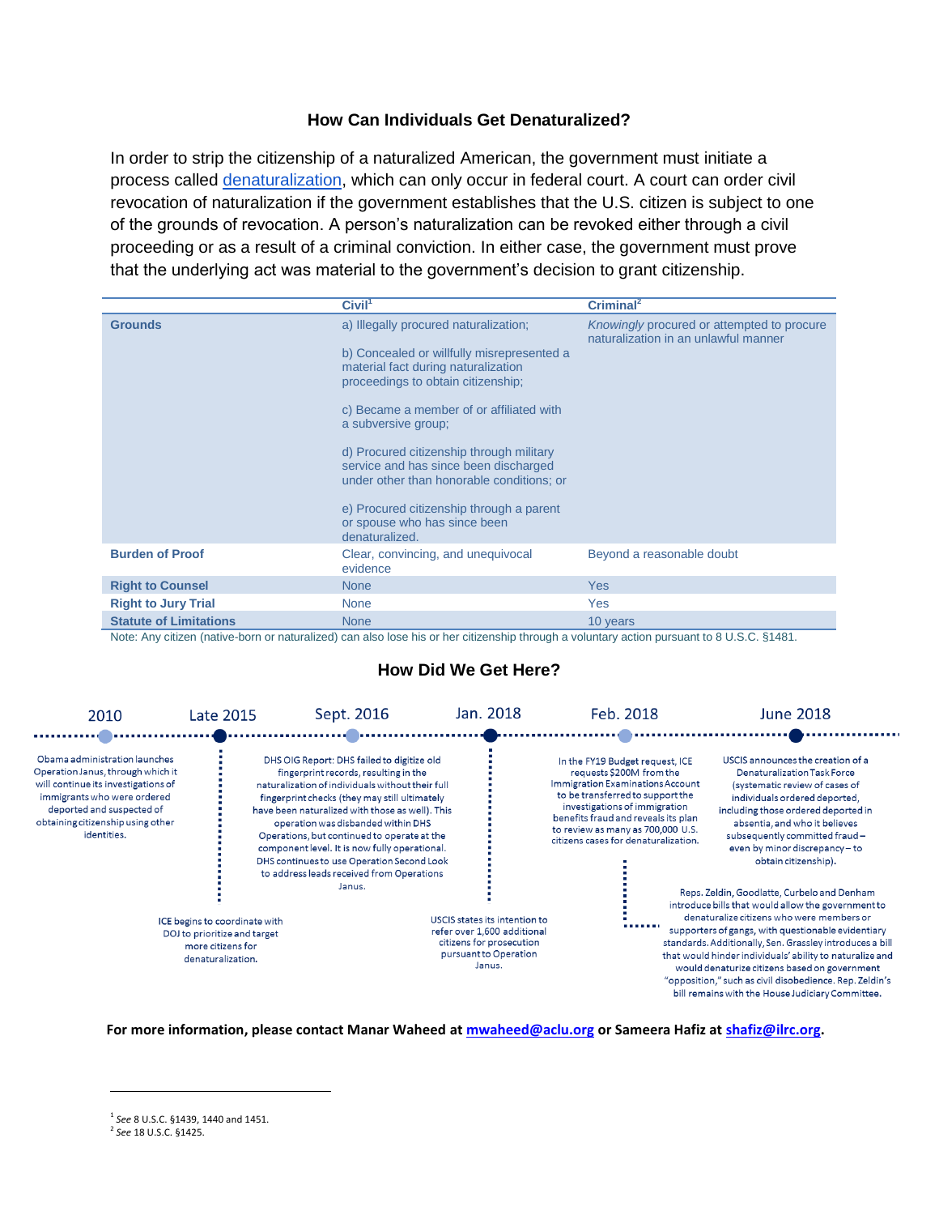## How Can Individuals Get Denaturalized?

In order to strip the citizenship of a naturalized American, the government must initiate a process called denaturalization, which can only occur in federal court. A court can order civil revocation of naturalization if the government establishes that the U.S. citizen is subject to one of the grounds of revocation. A person's naturalization can be revoked either through a civil proceeding or as a result of a criminal conviction. In either case, the government must prove that the underlying act was material to the government's decision to grant citizenship.

| | Civil[1] | Criminal[2] |
|---|---|---|
| **Grounds** | a) Illegally procured naturalization;<br><br>b) Concealed or willfully misrepresented a material fact during naturalization proceedings to obtain citizenship;<br><br>c) Became a member of or affiliated with a subversive group;<br><br>d) Procured citizenship through military service and has since been discharged under other than honorable conditions; or<br><br>e) Procured citizenship through a parent or spouse who has since been denaturalized. | *Knowingly* procured or attempted to procure naturalization in an unlawful manner |
| **Burden of Proof** | Clear, convincing, and unequivocal evidence | Beyond a reasonable doubt |
| **Right to Counsel** | None | Yes |
| **Right to Jury Trial** | None | Yes |
| **Statute of Limitations** | None | 10 years |

Note: Any citizen (native-born or naturalized) can also lose his or her citizenship through a voluntary action pursuant to 8 U.S.C. §1481.

## How Did We Get Here?

**2010**: Obama administration launches Operation Janus, through which it will continue its investigations of immigrants who were ordered deported and suspected of obtaining citizenship using other identities.

**Late 2015**: ICE begins to coordinate with DOJ to prioritize and target more citizens for denaturalization.

**Sept. 2016**: DHS OIG Report: DHS failed to digitize old fingerprint records, resulting in the naturalization of individuals without their full fingerprint checks (they may still ultimately have been naturalized with those as well). This operation was disbanded within DHS Operations, but continued to operate at the component level. It is now fully operational. DHS continues to use Operation Second Look to address leads received from Operations Janus.

**Jan. 2018**: USCIS states its intention to refer over 1,600 additional citizens for prosecution pursuant to Operation Janus.

**Feb. 2018**: In the FY19 Budget request, ICE requests $200M from the Immigration Examinations Account to be transferred to support the investigations of immigration benefits fraud and reveals its plan to review as many as 700,000 U.S. citizens cases for denaturalization.

Reps. Zeldin, Goodlatte, Curbelo and Denham introduce bills that would allow the government to denaturalize citizens who were members or supporters of gangs, with questionable evidentiary standards. Additionally, Sen. Grassley introduces a bill that would hinder individuals' ability to naturalize and would denaturize citizens based on government "opposition," such as civil disobedience. Rep. Zeldin's bill remains with the House Judiciary Committee.

**June 2018**: USCIS announces the creation of a Denaturalization Task Force (systematic review of cases of individuals ordered deported, including those ordered deported in absentia, and who it believes subsequently committed fraud – even by minor discrepancy – to obtain citizenship).

**For more information, please contact Manar Waheed at mwaheed@aclu.org or Sameera Hafiz at shafiz@ilrc.org.**

[1] *See* 8 U.S.C. §1439, 1440 and 1451.

[2] *See* 18 U.S.C. §1425.